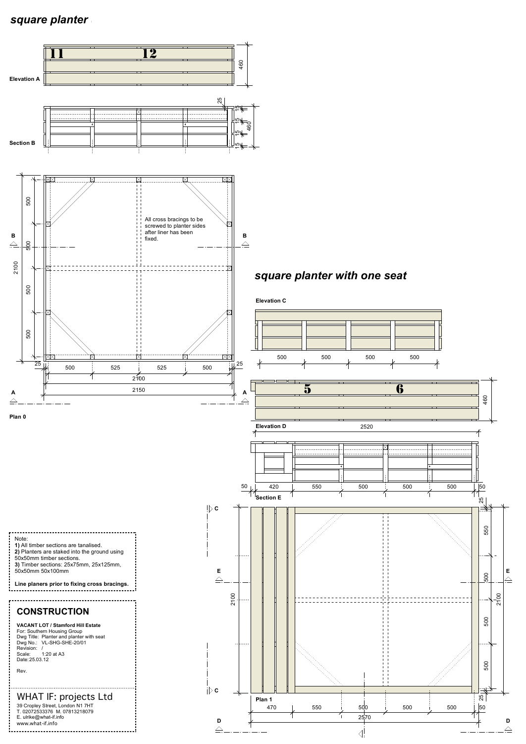## square planter

Elevation A

Section B

All cross bracings to be screwed to planter sides after liner has been fixed.

Plan 0

## square planter with one seat

Elevation C

Elevation D

Section E

Plan 1

Note:
1) All timber sections are tanalised.
2) Planters are staked into the ground using 50x50mm timber sections.
3) Timber sections: 25x75mm, 25x125mm, 50x50mm 50x100mm

**Line planers prior to fixing cross bracings.**

## CONSTRUCTION

**VACANT LOT / Stamford Hill Estate**
For: Southern Housing Group
Dwg Title: Planter and planter with seat
Dwg No.: VL-SHG-SHE-20/01
Revision: /
Scale: 1:20 at A3
Date: 25.03.12

Rev.

WHAT IF: projects Ltd
39 Cropley Street, London N1 7HT
T. 02072533376 M. 07813218079
E. ulrike@what-if.info
www.what-if.info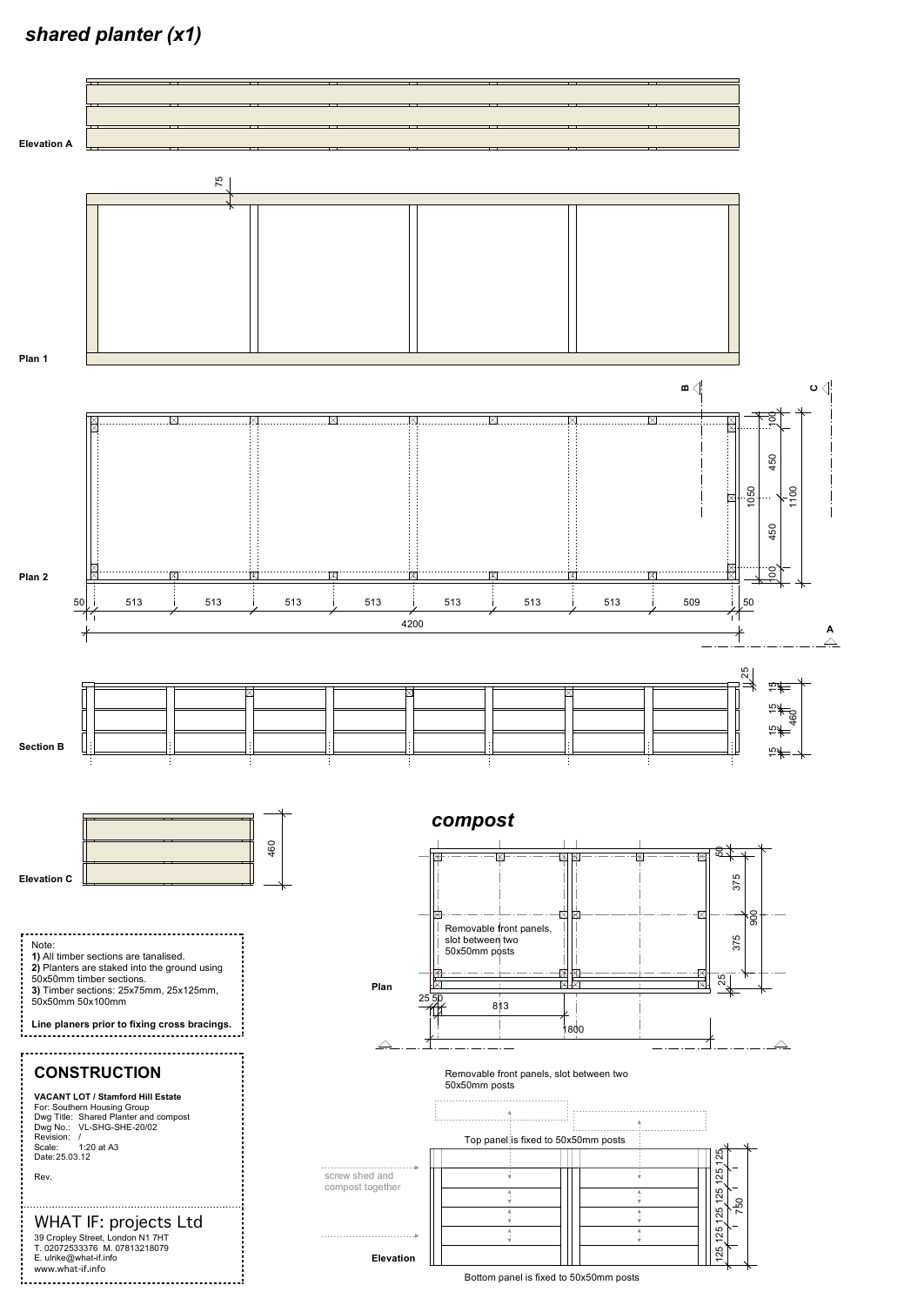# *shared planter (x1)*

Elevation A

Plan 1

75

Plan 2

50 | 513 | 513 | 513 | 513 | 513 | 513 | 513 | 509 | 50

4200

100 | 450 | 450 | 100

1050 | 1100

B | C | A

Section B

25 | 15 | 15 | 15 | 15 | 460

Elevation C

460

## *compost*

Plan

Removable front panels, slot between two 50x50mm posts

50 | 375 | 375 | 25 | 900

25 | 50 | 813 | 1800

Removable front panels, slot between two 50x50mm posts

Top panel is fixed to 50x50mm posts

screw shed and compost together

Elevation

125 | 125 | 125 | 125 | 125 | 750

Bottom panel is fixed to 50x50mm posts

Note:
**1)** All timber sections are tanalised.
**2)** Planters are staked into the ground using 50x50mm timber sections.
**3)** Timber sections: 25x75mm, 25x125mm, 50x50mm 50x100mm

**Line planers prior to fixing cross bracings.**

## CONSTRUCTION

**VACANT LOT / Stamford Hill Estate**
For: Southern Housing Group
Dwg Title: Shared Planter and compost
Dwg No.: VL-SHG-SHE-20/02
Revision: /
Scale: 1:20 at A3
Date: 25.03.12

Rev.

WHAT IF: projects Ltd
39 Cropley Street, London N1 7HT
T. 02072533376 M. 07813218079
E. ulrike@what-if.info
www.what-if.info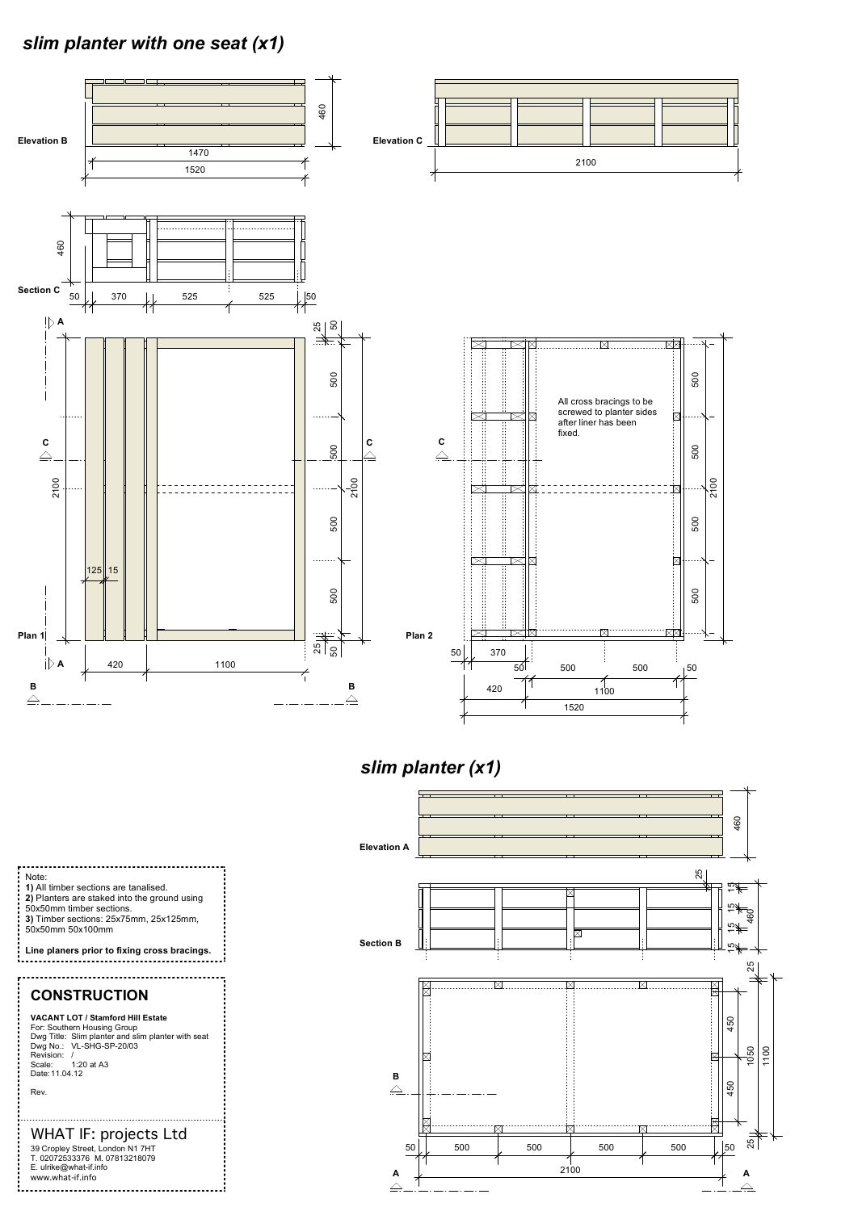## *slim planter with one seat (x1)*

Elevation B

460

1470

1520

Elevation C

2100

Section C

460

50 | 370 | 525 | 525 | 50

Plan 1

A

25 | 50

500

C

500

C

2100

2100

500

125 | 15

500

25 | 50

A

420 | 1100

B

B

Plan 2

C

All cross bracings to be screwed to planter sides after liner has been fixed.

500

500

2100

500

500

50 | 370

50 | 500 | 500 | 50

420 | 1100

1520

## *slim planter (x1)*

Elevation A

460

Section B

25

15

15

15

15

460

25

450

B

1050

1100

450

25

50 | 500 | 500 | 500 | 500 | 50

A | 2100 | A

Note:
**1)** All timber sections are tanalised.
**2)** Planters are staked into the ground using 50x50mm timber sections.
**3)** Timber sections: 25x75mm, 25x125mm, 50x50mm 50x100mm

**Line planers prior to fixing cross bracings.**

## CONSTRUCTION

**VACANT LOT / Stamford Hill Estate**
For: Southern Housing Group
Dwg Title: Slim planter and slim planter with seat
Dwg No.: VL-SHG-SP-20/03
Revision: /
Scale: 1:20 at A3
Date: 11.04.12

Rev.

WHAT IF: projects Ltd
39 Cropley Street, London N1 7HT
T. 02072533376 M. 07813218079
E. ulrike@what-if.info
www.what-if.info